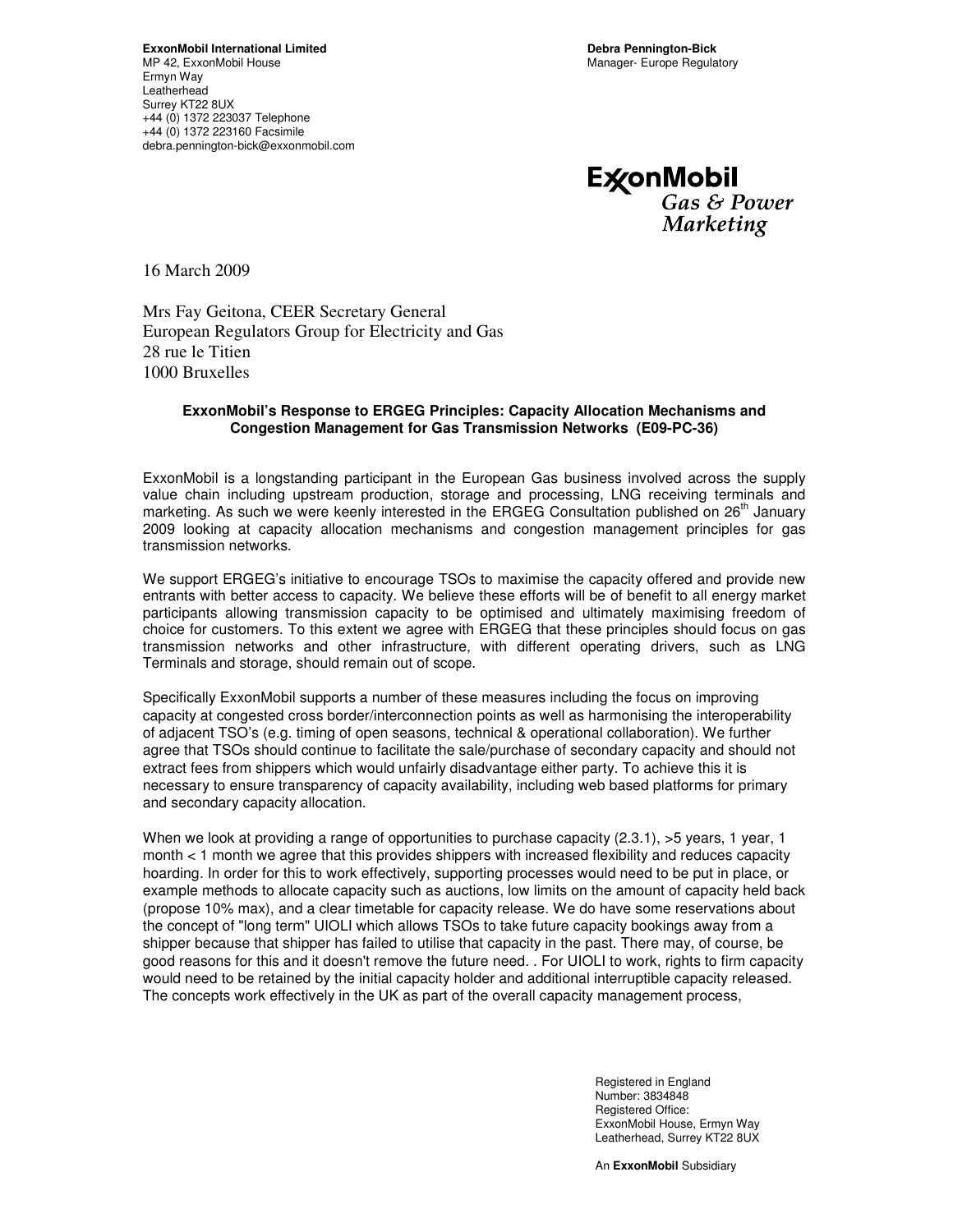**ExxonMobil International Limited**
MP 42, ExxonMobil House
Ermyn Way
Leatherhead
Surrey KT22 8UX
+44 (0) 1372 223037 Telephone
+44 (0) 1372 223160 Facsimile
debra.pennington-bick@exxonmobil.com

**Debra Pennington-Bick**
Manager- Europe Regulatory

ExxonMobil
*Gas & Power Marketing*

16 March 2009

Mrs Fay Geitona, CEER Secretary General
European Regulators Group for Electricity and Gas
28 rue le Titien
1000 Bruxelles

**ExxonMobil's Response to ERGEG Principles: Capacity Allocation Mechanisms and Congestion Management for Gas Transmission Networks (E09-PC-36)**

ExxonMobil is a longstanding participant in the European Gas business involved across the supply value chain including upstream production, storage and processing, LNG receiving terminals and marketing. As such we were keenly interested in the ERGEG Consultation published on 26th January 2009 looking at capacity allocation mechanisms and congestion management principles for gas transmission networks.

We support ERGEG's initiative to encourage TSOs to maximise the capacity offered and provide new entrants with better access to capacity. We believe these efforts will be of benefit to all energy market participants allowing transmission capacity to be optimised and ultimately maximising freedom of choice for customers. To this extent we agree with ERGEG that these principles should focus on gas transmission networks and other infrastructure, with different operating drivers, such as LNG Terminals and storage, should remain out of scope.

Specifically ExxonMobil supports a number of these measures including the focus on improving capacity at congested cross border/interconnection points as well as harmonising the interoperability of adjacent TSO's (e.g. timing of open seasons, technical & operational collaboration). We further agree that TSOs should continue to facilitate the sale/purchase of secondary capacity and should not extract fees from shippers which would unfairly disadvantage either party. To achieve this it is necessary to ensure transparency of capacity availability, including web based platforms for primary and secondary capacity allocation.

When we look at providing a range of opportunities to purchase capacity (2.3.1), >5 years, 1 year, 1 month < 1 month we agree that this provides shippers with increased flexibility and reduces capacity hoarding. In order for this to work effectively, supporting processes would need to be put in place, or example methods to allocate capacity such as auctions, low limits on the amount of capacity held back (propose 10% max), and a clear timetable for capacity release. We do have some reservations about the concept of "long term" UIOLI which allows TSOs to take future capacity bookings away from a shipper because that shipper has failed to utilise that capacity in the past. There may, of course, be good reasons for this and it doesn't remove the future need. . For UIOLI to work, rights to firm capacity would need to be retained by the initial capacity holder and additional interruptible capacity released. The concepts work effectively in the UK as part of the overall capacity management process,

Registered in England
Number: 3834848
Registered Office:
ExxonMobil House, Ermyn Way
Leatherhead, Surrey KT22 8UX

An **ExxonMobil** Subsidiary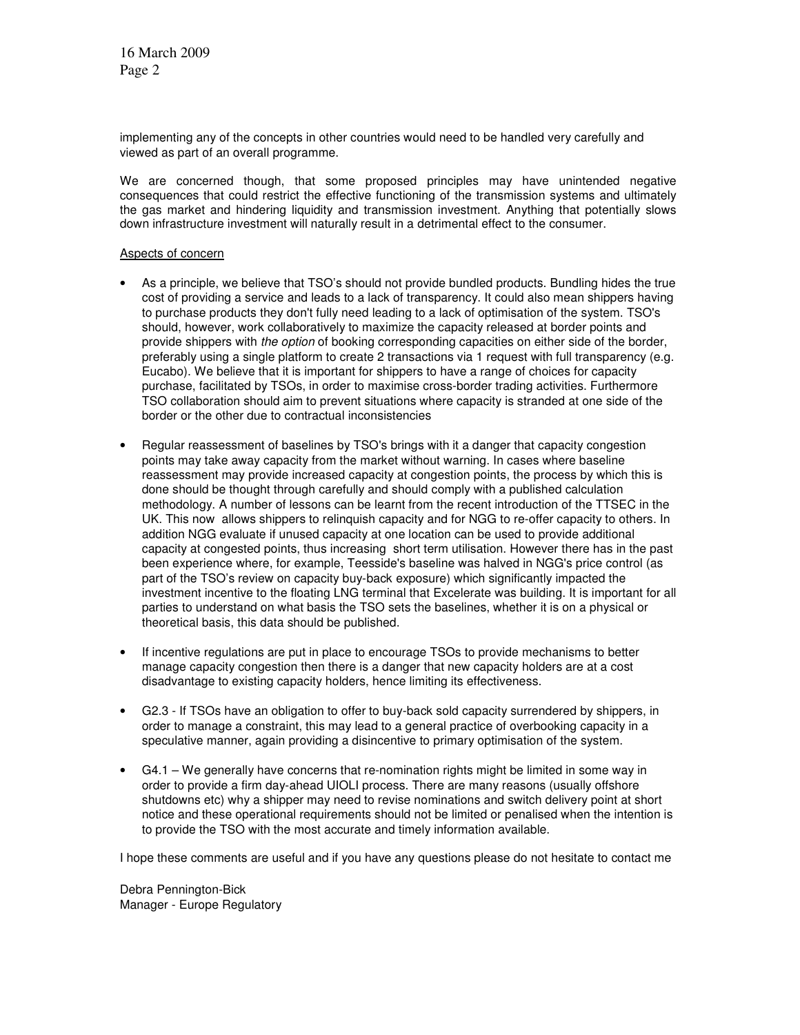implementing any of the concepts in other countries would need to be handled very carefully and viewed as part of an overall programme.

We are concerned though, that some proposed principles may have unintended negative consequences that could restrict the effective functioning of the transmission systems and ultimately the gas market and hindering liquidity and transmission investment. Anything that potentially slows down infrastructure investment will naturally result in a detrimental effect to the consumer.

Aspects of concern

- As a principle, we believe that TSO's should not provide bundled products. Bundling hides the true cost of providing a service and leads to a lack of transparency. It could also mean shippers having to purchase products they don't fully need leading to a lack of optimisation of the system. TSO's should, however, work collaboratively to maximize the capacity released at border points and provide shippers with *the option* of booking corresponding capacities on either side of the border, preferably using a single platform to create 2 transactions via 1 request with full transparency (e.g. Eucabo). We believe that it is important for shippers to have a range of choices for capacity purchase, facilitated by TSOs, in order to maximise cross-border trading activities. Furthermore TSO collaboration should aim to prevent situations where capacity is stranded at one side of the border or the other due to contractual inconsistencies

- Regular reassessment of baselines by TSO's brings with it a danger that capacity congestion points may take away capacity from the market without warning. In cases where baseline reassessment may provide increased capacity at congestion points, the process by which this is done should be thought through carefully and should comply with a published calculation methodology. A number of lessons can be learnt from the recent introduction of the TTSEC in the UK. This now allows shippers to relinquish capacity and for NGG to re-offer capacity to others. In addition NGG evaluate if unused capacity at one location can be used to provide additional capacity at congested points, thus increasing short term utilisation. However there has in the past been experience where, for example, Teesside's baseline was halved in NGG's price control (as part of the TSO's review on capacity buy-back exposure) which significantly impacted the investment incentive to the floating LNG terminal that Excelerate was building. It is important for all parties to understand on what basis the TSO sets the baselines, whether it is on a physical or theoretical basis, this data should be published.

- If incentive regulations are put in place to encourage TSOs to provide mechanisms to better manage capacity congestion then there is a danger that new capacity holders are at a cost disadvantage to existing capacity holders, hence limiting its effectiveness.

- G2.3 - If TSOs have an obligation to offer to buy-back sold capacity surrendered by shippers, in order to manage a constraint, this may lead to a general practice of overbooking capacity in a speculative manner, again providing a disincentive to primary optimisation of the system.

- G4.1 – We generally have concerns that re-nomination rights might be limited in some way in order to provide a firm day-ahead UIOLI process. There are many reasons (usually offshore shutdowns etc) why a shipper may need to revise nominations and switch delivery point at short notice and these operational requirements should not be limited or penalised when the intention is to provide the TSO with the most accurate and timely information available.

I hope these comments are useful and if you have any questions please do not hesitate to contact me

Debra Pennington-Bick
Manager - Europe Regulatory